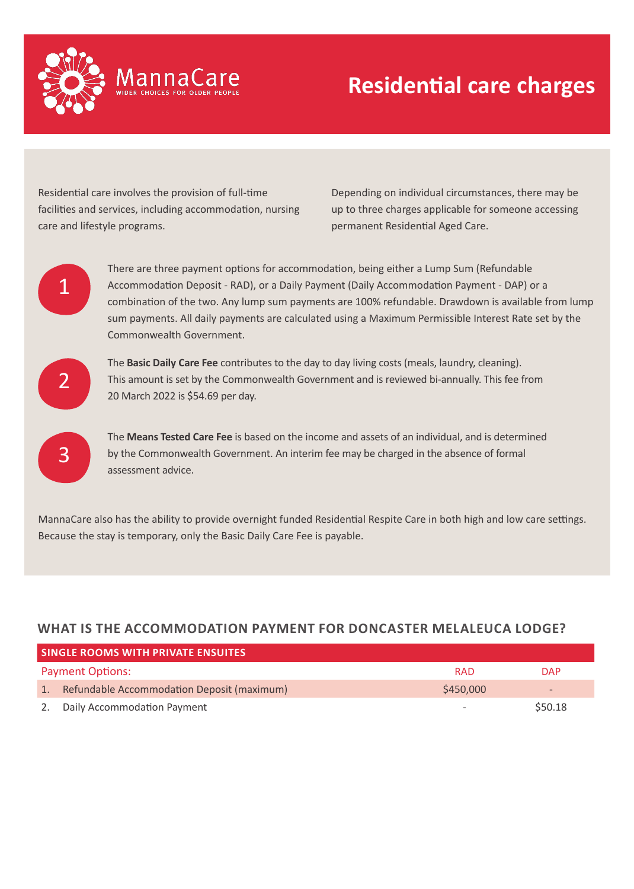MannaCare

WIDER CHOICES FOR OLDER PEOPLE

# Residential care charges

Residential care involves the provision of full-time facilities and services, including accommodation, nursing care and lifestyle programs.

Depending on individual circumstances, there may be up to three charges applicable for someone accessing permanent Residential Aged Care.

1. There are three payment options for accommodation, being either a Lump Sum (Refundable Accommodation Deposit - RAD), or a Daily Payment (Daily Accommodation Payment - DAP) or a combination of the two. Any lump sum payments are 100% refundable. Drawdown is available from lump sum payments. All daily payments are calculated using a Maximum Permissible Interest Rate set by the Commonwealth Government.

2. The **Basic Daily Care Fee** contributes to the day to day living costs (meals, laundry, cleaning). This amount is set by the Commonwealth Government and is reviewed bi-annually. This fee from 20 March 2022 is $54.69 per day.

3. The **Means Tested Care Fee** is based on the income and assets of an individual, and is determined by the Commonwealth Government. An interim fee may be charged in the absence of formal assessment advice.

MannaCare also has the ability to provide overnight funded Residential Respite Care in both high and low care settings. Because the stay is temporary, only the Basic Daily Care Fee is payable.

## WHAT IS THE ACCOMMODATION PAYMENT FOR DONCASTER MELALEUCA LODGE?

| SINGLE ROOMS WITH PRIVATE ENSUITES | | |
|---|---|---|
| Payment Options: | RAD | DAP |
| 1. Refundable Accommodation Deposit (maximum) | $450,000 | - |
| 2. Daily Accommodation Payment | - | $50.18 |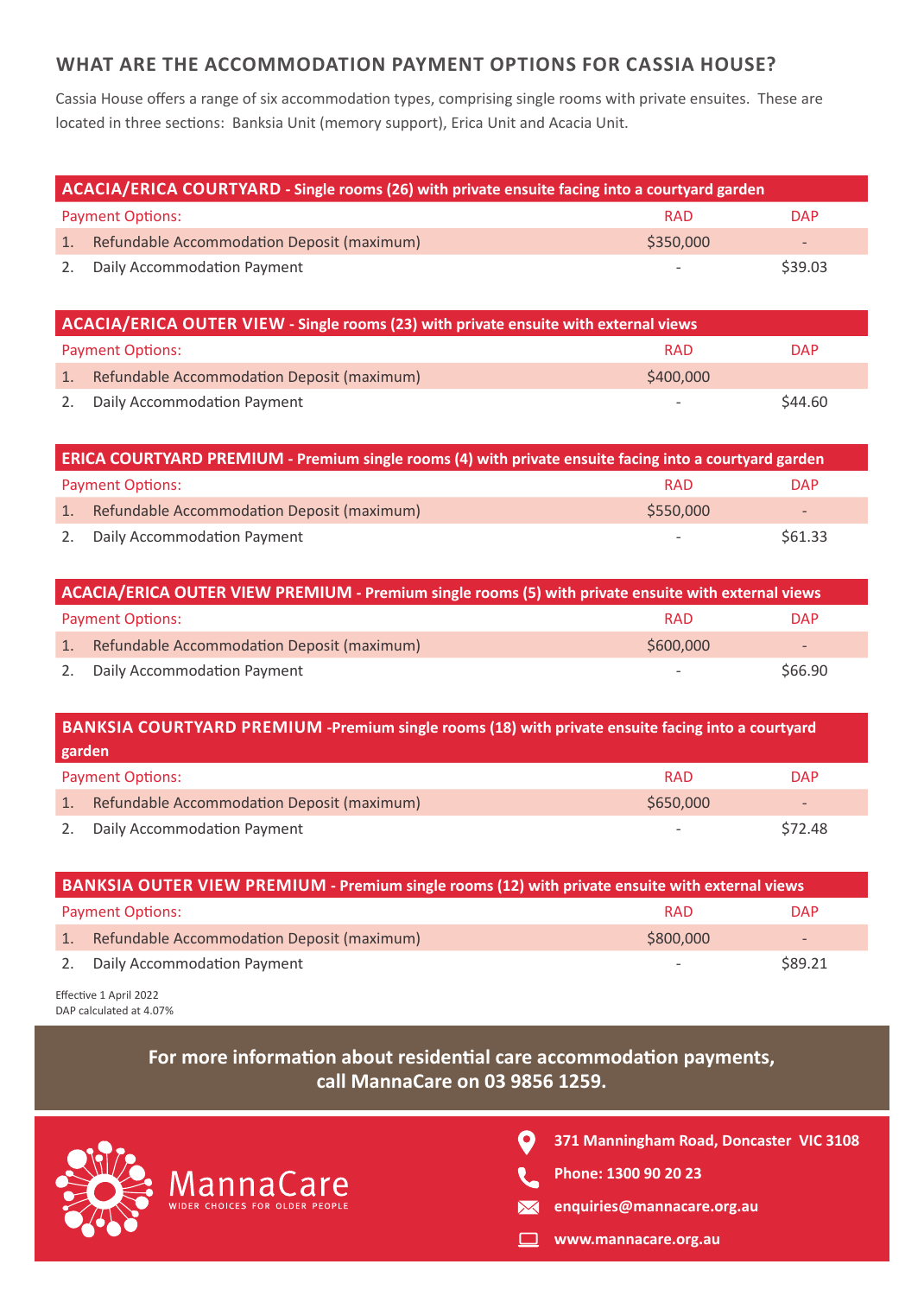## WHAT ARE THE ACCOMMODATION PAYMENT OPTIONS FOR CASSIA HOUSE?

Cassia House offers a range of six accommodation types, comprising single rooms with private ensuites. These are located in three sections: Banksia Unit (memory support), Erica Unit and Acacia Unit.

**ACACIA/ERICA COURTYARD - Single rooms (26) with private ensuite facing into a courtyard garden**

| Payment Options: | RAD | DAP |
|---|---|---|
| 1. Refundable Accommodation Deposit (maximum) | $350,000 | - |
| 2. Daily Accommodation Payment | - | $39.03 |

**ACACIA/ERICA OUTER VIEW - Single rooms (23) with private ensuite with external views**

| Payment Options: | RAD | DAP |
|---|---|---|
| 1. Refundable Accommodation Deposit (maximum) | $400,000 | |
| 2. Daily Accommodation Payment | - | $44.60 |

**ERICA COURTYARD PREMIUM - Premium single rooms (4) with private ensuite facing into a courtyard garden**

| Payment Options: | RAD | DAP |
|---|---|---|
| 1. Refundable Accommodation Deposit (maximum) | $550,000 | - |
| 2. Daily Accommodation Payment | - | $61.33 |

**ACACIA/ERICA OUTER VIEW PREMIUM - Premium single rooms (5) with private ensuite with external views**

| Payment Options: | RAD | DAP |
|---|---|---|
| 1. Refundable Accommodation Deposit (maximum) | $600,000 | - |
| 2. Daily Accommodation Payment | - | $66.90 |

**BANKSIA COURTYARD PREMIUM -Premium single rooms (18) with private ensuite facing into a courtyard garden**

| Payment Options: | RAD | DAP |
|---|---|---|
| 1. Refundable Accommodation Deposit (maximum) | $650,000 | - |
| 2. Daily Accommodation Payment | - | $72.48 |

**BANKSIA OUTER VIEW PREMIUM - Premium single rooms (12) with private ensuite with external views**

| Payment Options: | RAD | DAP |
|---|---|---|
| 1. Refundable Accommodation Deposit (maximum) | $800,000 | - |
| 2. Daily Accommodation Payment | - | $89.21 |

Effective 1 April 2022
DAP calculated at 4.07%

**For more information about residential care accommodation payments, call MannaCare on 03 9856 1259.**

MannaCare
WIDER CHOICES FOR OLDER PEOPLE

371 Manningham Road, Doncaster VIC 3108
Phone: 1300 90 20 23
enquiries@mannacare.org.au
www.mannacare.org.au